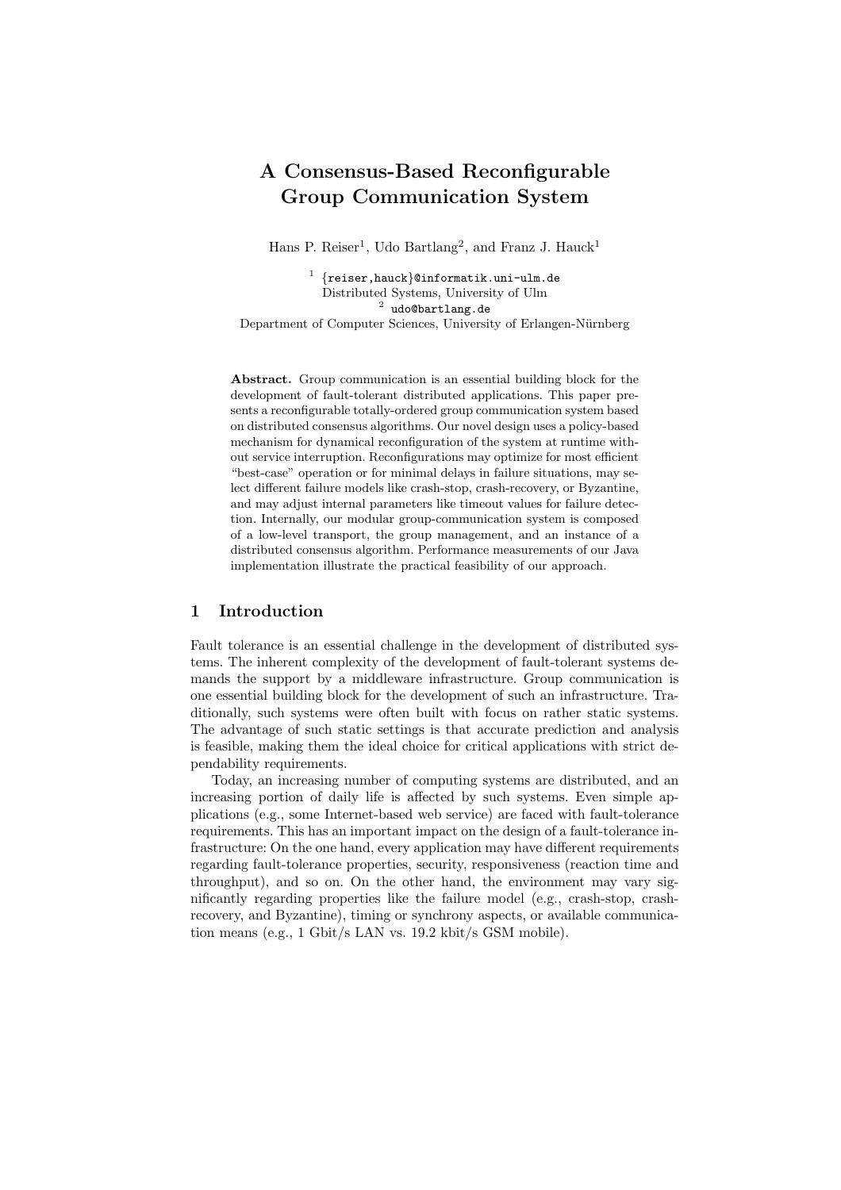# A Consensus-Based Reconfigurable Group Communication System

Hans P. Reiser[1], Udo Bartlang[2], and Franz J. Hauck[1]

[1] {reiser,hauck}@informatik.uni-ulm.de
Distributed Systems, University of Ulm
[2] udo@bartlang.de
Department of Computer Sciences, University of Erlangen-Nürnberg

**Abstract.** Group communication is an essential building block for the development of fault-tolerant distributed applications. This paper presents a reconfigurable totally-ordered group communication system based on distributed consensus algorithms. Our novel design uses a policy-based mechanism for dynamical reconfiguration of the system at runtime without service interruption. Reconfigurations may optimize for most efficient "best-case" operation or for minimal delays in failure situations, may select different failure models like crash-stop, crash-recovery, or Byzantine, and may adjust internal parameters like timeout values for failure detection. Internally, our modular group-communication system is composed of a low-level transport, the group management, and an instance of a distributed consensus algorithm. Performance measurements of our Java implementation illustrate the practical feasibility of our approach.

## 1 Introduction

Fault tolerance is an essential challenge in the development of distributed systems. The inherent complexity of the development of fault-tolerant systems demands the support by a middleware infrastructure. Group communication is one essential building block for the development of such an infrastructure. Traditionally, such systems were often built with focus on rather static systems. The advantage of such static settings is that accurate prediction and analysis is feasible, making them the ideal choice for critical applications with strict dependability requirements.

Today, an increasing number of computing systems are distributed, and an increasing portion of daily life is affected by such systems. Even simple applications (e.g., some Internet-based web service) are faced with fault-tolerance requirements. This has an important impact on the design of a fault-tolerance infrastructure: On the one hand, every application may have different requirements regarding fault-tolerance properties, security, responsiveness (reaction time and throughput), and so on. On the other hand, the environment may vary significantly regarding properties like the failure model (e.g., crash-stop, crash-recovery, and Byzantine), timing or synchrony aspects, or available communication means (e.g., 1 Gbit/s LAN vs. 19.2 kbit/s GSM mobile).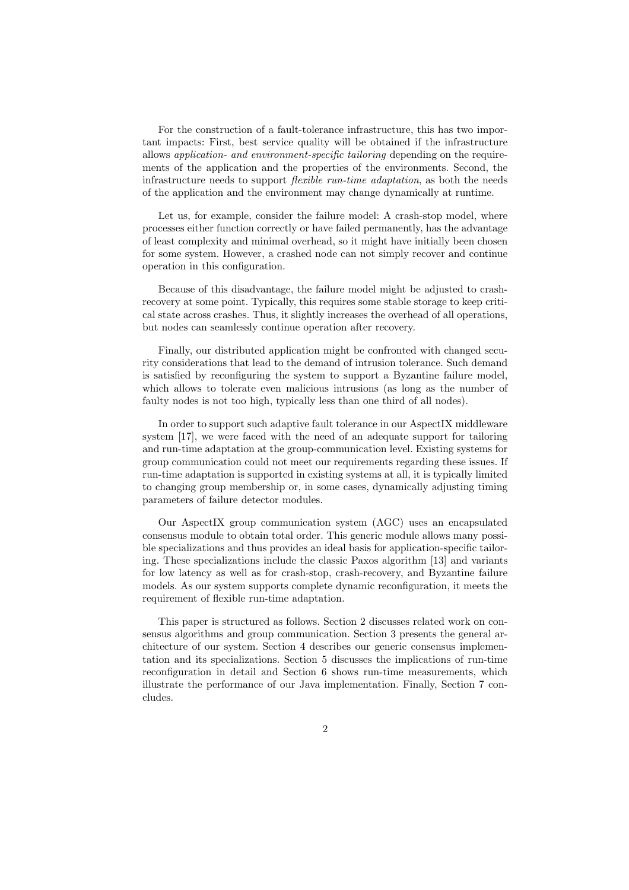For the construction of a fault-tolerance infrastructure, this has two important impacts: First, best service quality will be obtained if the infrastructure allows *application- and environment-specific tailoring* depending on the requirements of the application and the properties of the environments. Second, the infrastructure needs to support *flexible run-time adaptation*, as both the needs of the application and the environment may change dynamically at runtime.

Let us, for example, consider the failure model: A crash-stop model, where processes either function correctly or have failed permanently, has the advantage of least complexity and minimal overhead, so it might have initially been chosen for some system. However, a crashed node can not simply recover and continue operation in this configuration.

Because of this disadvantage, the failure model might be adjusted to crash-recovery at some point. Typically, this requires some stable storage to keep critical state across crashes. Thus, it slightly increases the overhead of all operations, but nodes can seamlessly continue operation after recovery.

Finally, our distributed application might be confronted with changed security considerations that lead to the demand of intrusion tolerance. Such demand is satisfied by reconfiguring the system to support a Byzantine failure model, which allows to tolerate even malicious intrusions (as long as the number of faulty nodes is not too high, typically less than one third of all nodes).

In order to support such adaptive fault tolerance in our AspectIX middleware system [17], we were faced with the need of an adequate support for tailoring and run-time adaptation at the group-communication level. Existing systems for group communication could not meet our requirements regarding these issues. If run-time adaptation is supported in existing systems at all, it is typically limited to changing group membership or, in some cases, dynamically adjusting timing parameters of failure detector modules.

Our AspectIX group communication system (AGC) uses an encapsulated consensus module to obtain total order. This generic module allows many possible specializations and thus provides an ideal basis for application-specific tailoring. These specializations include the classic Paxos algorithm [13] and variants for low latency as well as for crash-stop, crash-recovery, and Byzantine failure models. As our system supports complete dynamic reconfiguration, it meets the requirement of flexible run-time adaptation.

This paper is structured as follows. Section 2 discusses related work on consensus algorithms and group communication. Section 3 presents the general architecture of our system. Section 4 describes our generic consensus implementation and its specializations. Section 5 discusses the implications of run-time reconfiguration in detail and Section 6 shows run-time measurements, which illustrate the performance of our Java implementation. Finally, Section 7 concludes.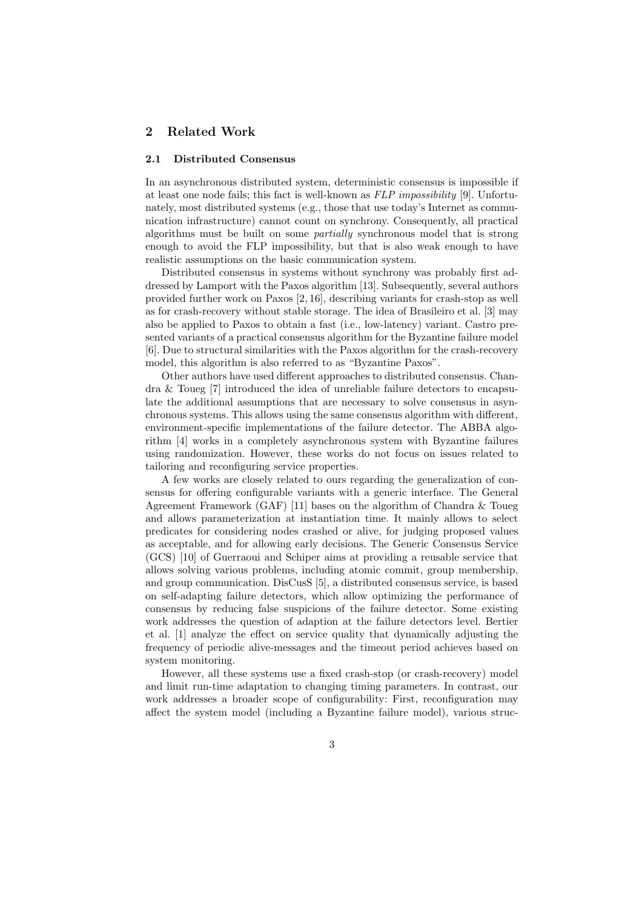## 2 Related Work

### 2.1 Distributed Consensus

In an asynchronous distributed system, deterministic consensus is impossible if at least one node fails; this fact is well-known as *FLP impossibility* [9]. Unfortunately, most distributed systems (e.g., those that use today's Internet as communication infrastructure) cannot count on synchrony. Consequently, all practical algorithms must be built on some *partially* synchronous model that is strong enough to avoid the FLP impossibility, but that is also weak enough to have realistic assumptions on the basic communication system.

Distributed consensus in systems without synchrony was probably first addressed by Lamport with the Paxos algorithm [13]. Subsequently, several authors provided further work on Paxos [2, 16], describing variants for crash-stop as well as for crash-recovery without stable storage. The idea of Brasileiro et al. [3] may also be applied to Paxos to obtain a fast (i.e., low-latency) variant. Castro presented variants of a practical consensus algorithm for the Byzantine failure model [6]. Due to structural similarities with the Paxos algorithm for the crash-recovery model, this algorithm is also referred to as "Byzantine Paxos".

Other authors have used different approaches to distributed consensus. Chandra & Toueg [7] introduced the idea of unreliable failure detectors to encapsulate the additional assumptions that are necessary to solve consensus in asynchronous systems. This allows using the same consensus algorithm with different, environment-specific implementations of the failure detector. The ABBA algorithm [4] works in a completely asynchronous system with Byzantine failures using randomization. However, these works do not focus on issues related to tailoring and reconfiguring service properties.

A few works are closely related to ours regarding the generalization of consensus for offering configurable variants with a generic interface. The General Agreement Framework (GAF) [11] bases on the algorithm of Chandra & Toueg and allows parameterization at instantiation time. It mainly allows to select predicates for considering nodes crashed or alive, for judging proposed values as acceptable, and for allowing early decisions. The Generic Consensus Service (GCS) [10] of Guerraoui and Schiper aims at providing a reusable service that allows solving various problems, including atomic commit, group membership, and group communication. DisCusS [5], a distributed consensus service, is based on self-adapting failure detectors, which allow optimizing the performance of consensus by reducing false suspicions of the failure detector. Some existing work addresses the question of adaption at the failure detectors level. Bertier et al. [1] analyze the effect on service quality that dynamically adjusting the frequency of periodic alive-messages and the timeout period achieves based on system monitoring.

However, all these systems use a fixed crash-stop (or crash-recovery) model and limit run-time adaptation to changing timing parameters. In contrast, our work addresses a broader scope of configurability: First, reconfiguration may affect the system model (including a Byzantine failure model), various struc-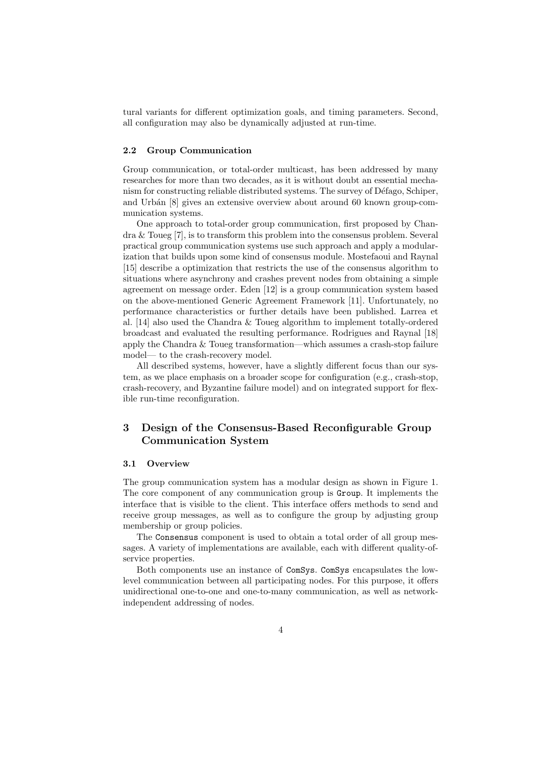tural variants for different optimization goals, and timing parameters. Second, all configuration may also be dynamically adjusted at run-time.

### 2.2 Group Communication

Group communication, or total-order multicast, has been addressed by many researches for more than two decades, as it is without doubt an essential mechanism for constructing reliable distributed systems. The survey of Défago, Schiper, and Urbán [8] gives an extensive overview about around 60 known group-communication systems.

One approach to total-order group communication, first proposed by Chandra & Toueg [7], is to transform this problem into the consensus problem. Several practical group communication systems use such approach and apply a modularization that builds upon some kind of consensus module. Mostefaoui and Raynal [15] describe a optimization that restricts the use of the consensus algorithm to situations where asynchrony and crashes prevent nodes from obtaining a simple agreement on message order. Eden [12] is a group communication system based on the above-mentioned Generic Agreement Framework [11]. Unfortunately, no performance characteristics or further details have been published. Larrea et al. [14] also used the Chandra & Toueg algorithm to implement totally-ordered broadcast and evaluated the resulting performance. Rodrigues and Raynal [18] apply the Chandra & Toueg transformation—which assumes a crash-stop failure model— to the crash-recovery model.

All described systems, however, have a slightly different focus than our system, as we place emphasis on a broader scope for configuration (e.g., crash-stop, crash-recovery, and Byzantine failure model) and on integrated support for flexible run-time reconfiguration.

## 3 Design of the Consensus-Based Reconfigurable Group Communication System

### 3.1 Overview

The group communication system has a modular design as shown in Figure 1. The core component of any communication group is `Group`. It implements the interface that is visible to the client. This interface offers methods to send and receive group messages, as well as to configure the group by adjusting group membership or group policies.

The `Consensus` component is used to obtain a total order of all group messages. A variety of implementations are available, each with different quality-of-service properties.

Both components use an instance of `ComSys`. `ComSys` encapsulates the low-level communication between all participating nodes. For this purpose, it offers unidirectional one-to-one and one-to-many communication, as well as network-independent addressing of nodes.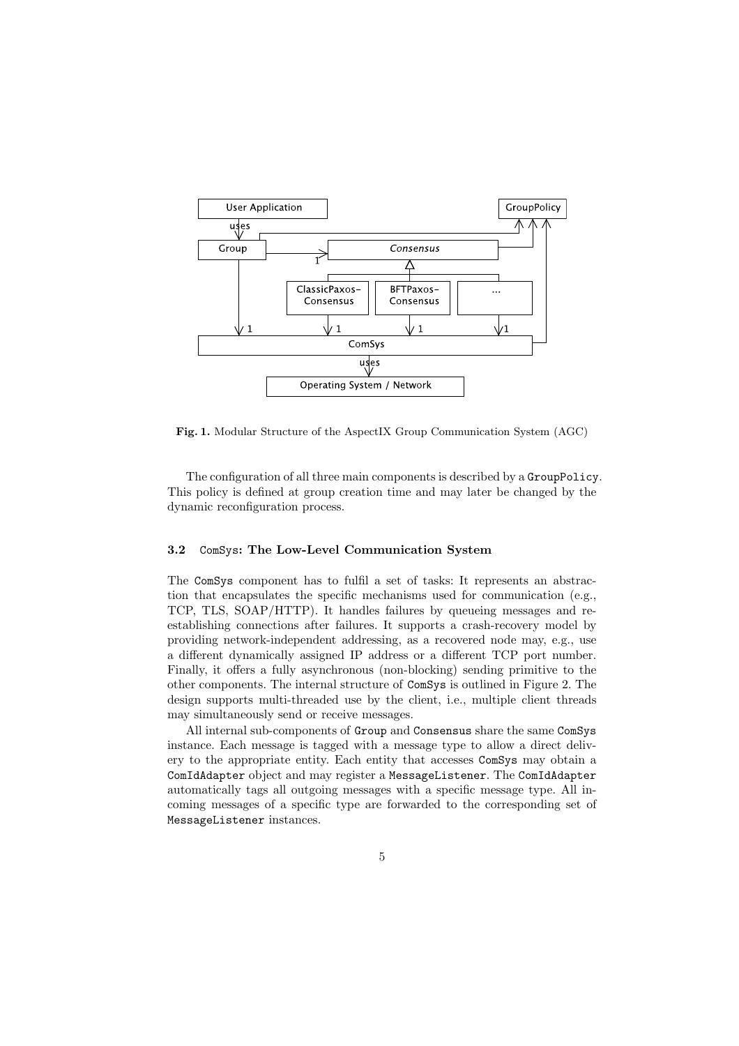Fig. 1. Modular Structure of the AspectIX Group Communication System (AGC)

The configuration of all three main components is described by a `GroupPolicy`. This policy is defined at group creation time and may later be changed by the dynamic reconfiguration process.

### 3.2 ComSys: The Low-Level Communication System

The `ComSys` component has to fulfil a set of tasks: It represents an abstraction that encapsulates the specific mechanisms used for communication (e.g., TCP, TLS, SOAP/HTTP). It handles failures by queueing messages and re-establishing connections after failures. It supports a crash-recovery model by providing network-independent addressing, as a recovered node may, e.g., use a different dynamically assigned IP address or a different TCP port number. Finally, it offers a fully asynchronous (non-blocking) sending primitive to the other components. The internal structure of `ComSys` is outlined in Figure 2. The design supports multi-threaded use by the client, i.e., multiple client threads may simultaneously send or receive messages.

All internal sub-components of `Group` and `Consensus` share the same `ComSys` instance. Each message is tagged with a message type to allow a direct delivery to the appropriate entity. Each entity that accesses `ComSys` may obtain a `ComIdAdapter` object and may register a `MessageListener`. The `ComIdAdapter` automatically tags all outgoing messages with a specific message type. All incoming messages of a specific type are forwarded to the corresponding set of `MessageListener` instances.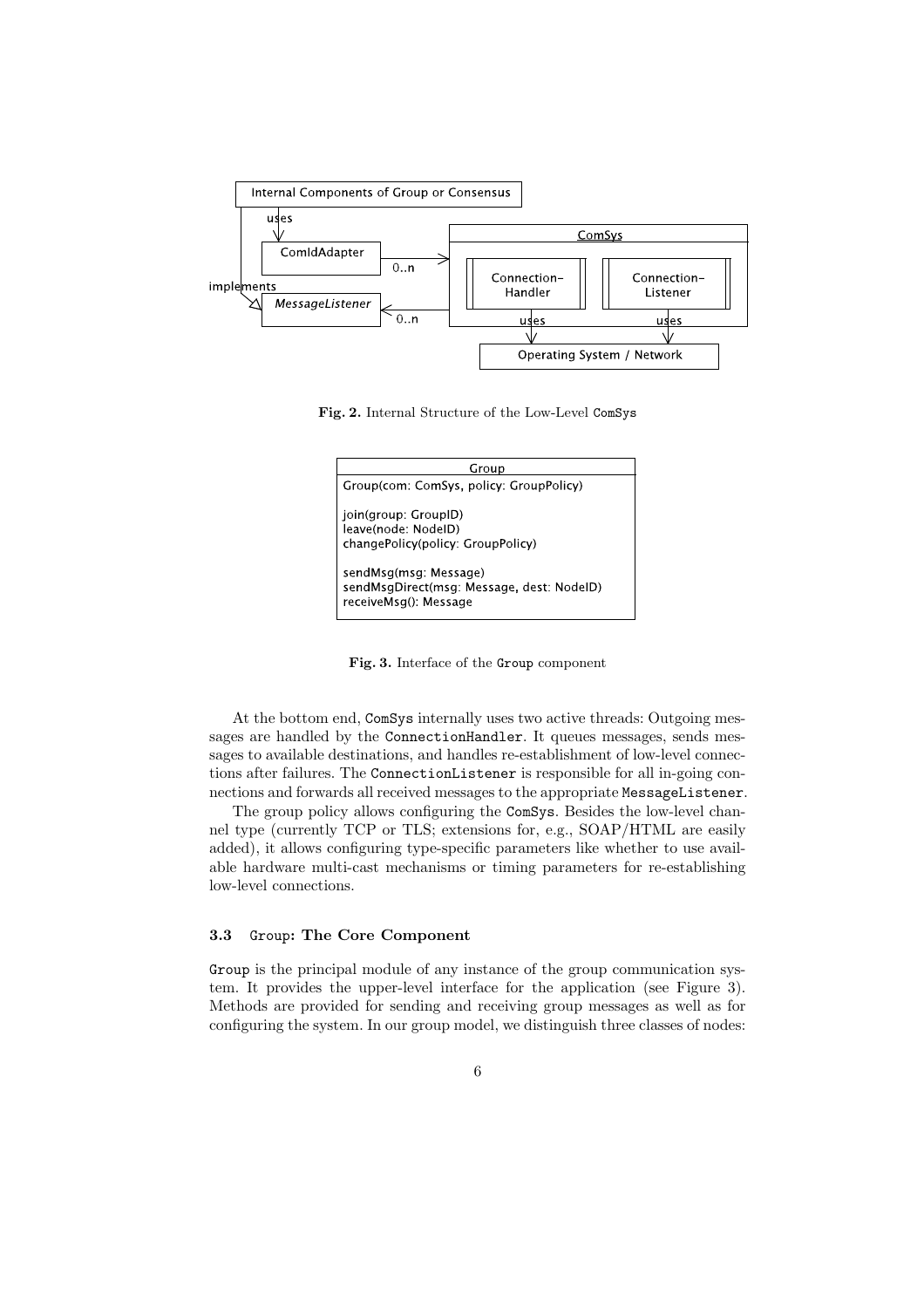Fig. 2. Internal Structure of the Low-Level ComSys

Fig. 3. Interface of the Group component

At the bottom end, ComSys internally uses two active threads: Outgoing messages are handled by the ConnectionHandler. It queues messages, sends messages to available destinations, and handles re-establishment of low-level connections after failures. The ConnectionListener is responsible for all in-going connections and forwards all received messages to the appropriate MessageListener.

The group policy allows configuring the ComSys. Besides the low-level channel type (currently TCP or TLS; extensions for, e.g., SOAP/HTML are easily added), it allows configuring type-specific parameters like whether to use available hardware multi-cast mechanisms or timing parameters for re-establishing low-level connections.

### 3.3 Group: The Core Component

Group is the principal module of any instance of the group communication system. It provides the upper-level interface for the application (see Figure 3). Methods are provided for sending and receiving group messages as well as for configuring the system. In our group model, we distinguish three classes of nodes: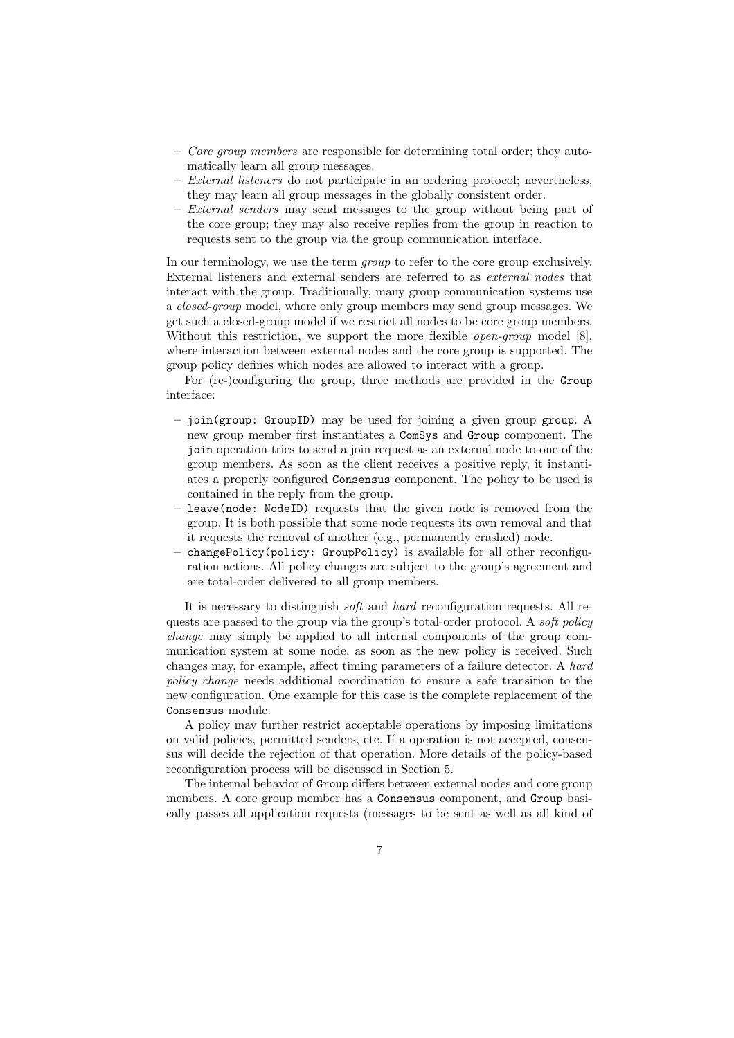- *Core group members* are responsible for determining total order; they automatically learn all group messages.
- *External listeners* do not participate in an ordering protocol; nevertheless, they may learn all group messages in the globally consistent order.
- *External senders* may send messages to the group without being part of the core group; they may also receive replies from the group in reaction to requests sent to the group via the group communication interface.

In our terminology, we use the term *group* to refer to the core group exclusively. External listeners and external senders are referred to as *external nodes* that interact with the group. Traditionally, many group communication systems use a *closed-group* model, where only group members may send group messages. We get such a closed-group model if we restrict all nodes to be core group members. Without this restriction, we support the more flexible *open-group* model [8], where interaction between external nodes and the core group is supported. The group policy defines which nodes are allowed to interact with a group.

For (re-)configuring the group, three methods are provided in the `Group` interface:

- `join(group: GroupID)` may be used for joining a given group `group`. A new group member first instantiates a `ComSys` and `Group` component. The `join` operation tries to send a join request as an external node to one of the group members. As soon as the client receives a positive reply, it instantiates a properly configured `Consensus` component. The policy to be used is contained in the reply from the group.
- `leave(node: NodeID)` requests that the given node is removed from the group. It is both possible that some node requests its own removal and that it requests the removal of another (e.g., permanently crashed) node.
- `changePolicy(policy: GroupPolicy)` is available for all other reconfiguration actions. All policy changes are subject to the group's agreement and are total-order delivered to all group members.

It is necessary to distinguish *soft* and *hard* reconfiguration requests. All requests are passed to the group via the group's total-order protocol. A *soft policy change* may simply be applied to all internal components of the group communication system at some node, as soon as the new policy is received. Such changes may, for example, affect timing parameters of a failure detector. A *hard policy change* needs additional coordination to ensure a safe transition to the new configuration. One example for this case is the complete replacement of the `Consensus` module.

A policy may further restrict acceptable operations by imposing limitations on valid policies, permitted senders, etc. If a operation is not accepted, consensus will decide the rejection of that operation. More details of the policy-based reconfiguration process will be discussed in Section 5.

The internal behavior of `Group` differs between external nodes and core group members. A core group member has a `Consensus` component, and `Group` basically passes all application requests (messages to be sent as well as all kind of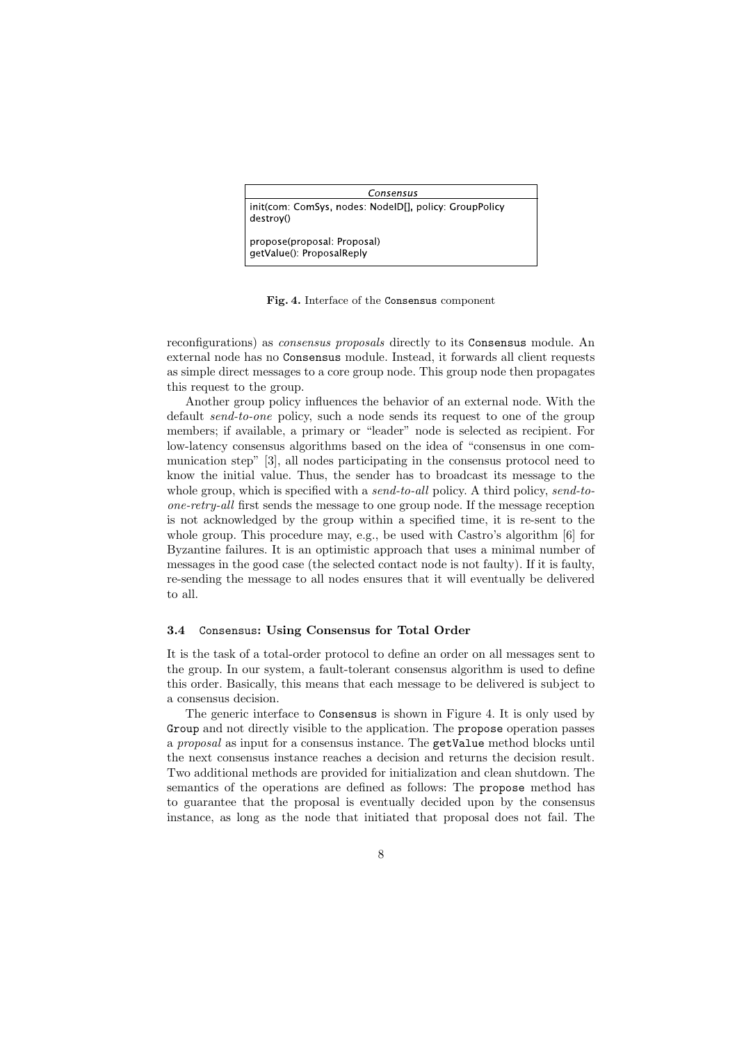| *Consensus* |
| --- |
| init(com: ComSys, nodes: NodeID[], policy: GroupPolicy<br>destroy()<br><br>propose(proposal: Proposal)<br>getValue(): ProposalReply |

**Fig. 4.** Interface of the `Consensus` component

reconfigurations) as *consensus proposals* directly to its `Consensus` module. An external node has no `Consensus` module. Instead, it forwards all client requests as simple direct messages to a core group node. This group node then propagates this request to the group.

Another group policy influences the behavior of an external node. With the default *send-to-one* policy, such a node sends its request to one of the group members; if available, a primary or "leader" node is selected as recipient. For low-latency consensus algorithms based on the idea of "consensus in one communication step" [3], all nodes participating in the consensus protocol need to know the initial value. Thus, the sender has to broadcast its message to the whole group, which is specified with a *send-to-all* policy. A third policy, *send-to-one-retry-all* first sends the message to one group node. If the message reception is not acknowledged by the group within a specified time, it is re-sent to the whole group. This procedure may, e.g., be used with Castro's algorithm [6] for Byzantine failures. It is an optimistic approach that uses a minimal number of messages in the good case (the selected contact node is not faulty). If it is faulty, re-sending the message to all nodes ensures that it will eventually be delivered to all.

### 3.4 `Consensus`: Using Consensus for Total Order

It is the task of a total-order protocol to define an order on all messages sent to the group. In our system, a fault-tolerant consensus algorithm is used to define this order. Basically, this means that each message to be delivered is subject to a consensus decision.

The generic interface to `Consensus` is shown in Figure 4. It is only used by `Group` and not directly visible to the application. The `propose` operation passes a *proposal* as input for a consensus instance. The `getValue` method blocks until the next consensus instance reaches a decision and returns the decision result. Two additional methods are provided for initialization and clean shutdown. The semantics of the operations are defined as follows: The `propose` method has to guarantee that the proposal is eventually decided upon by the consensus instance, as long as the node that initiated that proposal does not fail. The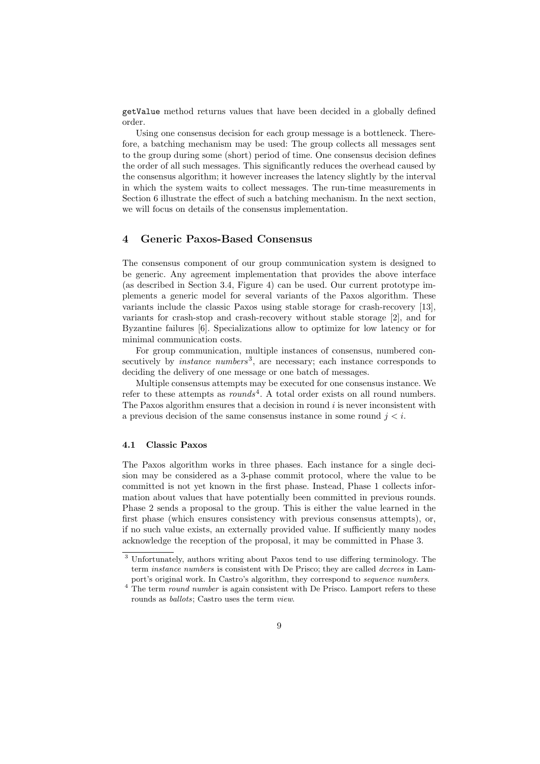`getValue` method returns values that have been decided in a globally defined order.

Using one consensus decision for each group message is a bottleneck. Therefore, a batching mechanism may be used: The group collects all messages sent to the group during some (short) period of time. One consensus decision defines the order of all such messages. This significantly reduces the overhead caused by the consensus algorithm; it however increases the latency slightly by the interval in which the system waits to collect messages. The run-time measurements in Section 6 illustrate the effect of such a batching mechanism. In the next section, we will focus on details of the consensus implementation.

## 4 Generic Paxos-Based Consensus

The consensus component of our group communication system is designed to be generic. Any agreement implementation that provides the above interface (as described in Section 3.4, Figure 4) can be used. Our current prototype implements a generic model for several variants of the Paxos algorithm. These variants include the classic Paxos using stable storage for crash-recovery [13], variants for crash-stop and crash-recovery without stable storage [2], and for Byzantine failures [6]. Specializations allow to optimize for low latency or for minimal communication costs.

For group communication, multiple instances of consensus, numbered consecutively by *instance numbers*[3], are necessary; each instance corresponds to deciding the delivery of one message or one batch of messages.

Multiple consensus attempts may be executed for one consensus instance. We refer to these attempts as *rounds*[4]. A total order exists on all round numbers. The Paxos algorithm ensures that a decision in round $i$ is never inconsistent with a previous decision of the same consensus instance in some round $j < i$.

### 4.1 Classic Paxos

The Paxos algorithm works in three phases. Each instance for a single decision may be considered as a 3-phase commit protocol, where the value to be committed is not yet known in the first phase. Instead, Phase 1 collects information about values that have potentially been committed in previous rounds. Phase 2 sends a proposal to the group. This is either the value learned in the first phase (which ensures consistency with previous consensus attempts), or, if no such value exists, an externally provided value. If sufficiently many nodes acknowledge the reception of the proposal, it may be committed in Phase 3.

[3] Unfortunately, authors writing about Paxos tend to use differing terminology. The term *instance numbers* is consistent with De Prisco; they are called *decrees* in Lamport's original work. In Castro's algorithm, they correspond to *sequence numbers*.

[4] The term *round number* is again consistent with De Prisco. Lamport refers to these rounds as *ballots*; Castro uses the term *view*.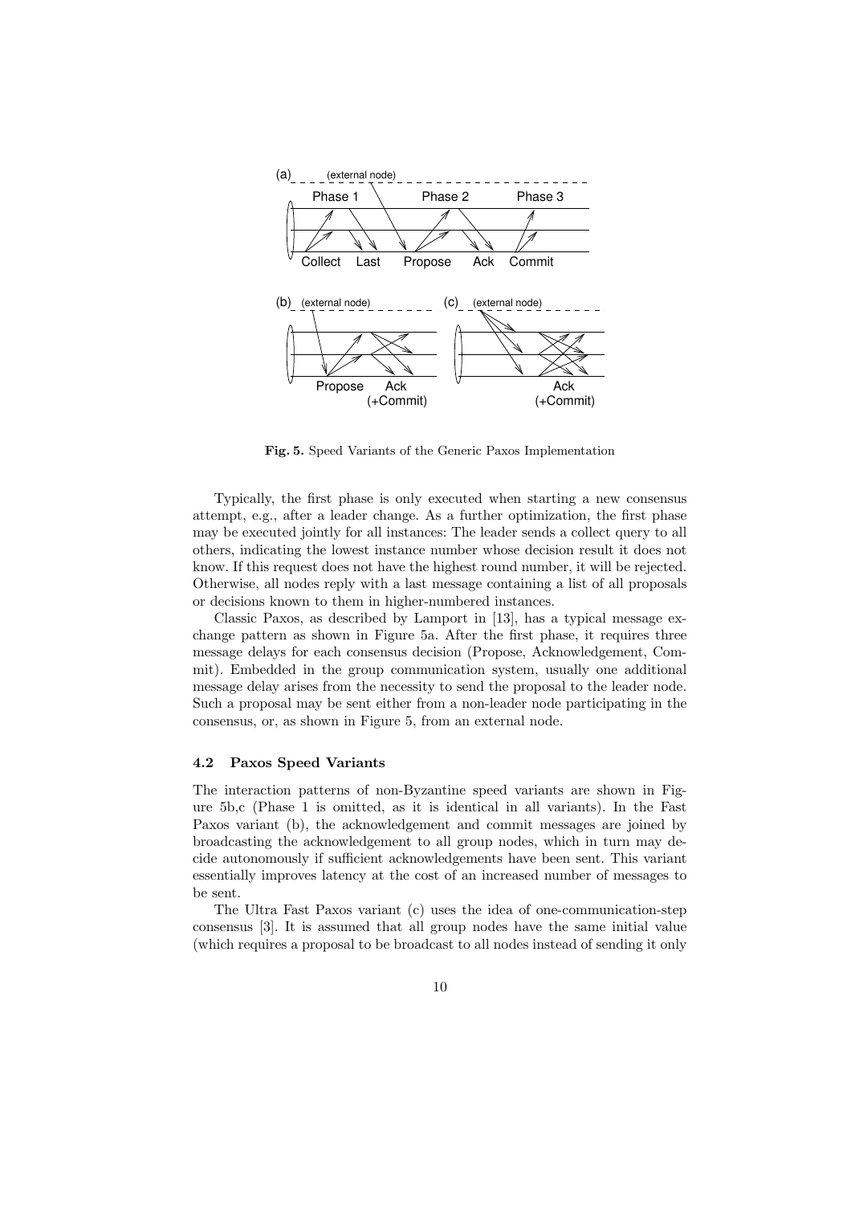**Fig. 5.** Speed Variants of the Generic Paxos Implementation

Typically, the first phase is only executed when starting a new consensus attempt, e.g., after a leader change. As a further optimization, the first phase may be executed jointly for all instances: The leader sends a collect query to all others, indicating the lowest instance number whose decision result it does not know. If this request does not have the highest round number, it will be rejected. Otherwise, all nodes reply with a last message containing a list of all proposals or decisions known to them in higher-numbered instances.

Classic Paxos, as described by Lamport in [13], has a typical message exchange pattern as shown in Figure 5a. After the first phase, it requires three message delays for each consensus decision (Propose, Acknowledgement, Commit). Embedded in the group communication system, usually one additional message delay arises from the necessity to send the proposal to the leader node. Such a proposal may be sent either from a non-leader node participating in the consensus, or, as shown in Figure 5, from an external node.

### 4.2 Paxos Speed Variants

The interaction patterns of non-Byzantine speed variants are shown in Figure 5b,c (Phase 1 is omitted, as it is identical in all variants). In the Fast Paxos variant (b), the acknowledgement and commit messages are joined by broadcasting the acknowledgement to all group nodes, which in turn may decide autonomously if sufficient acknowledgements have been sent. This variant essentially improves latency at the cost of an increased number of messages to be sent.

The Ultra Fast Paxos variant (c) uses the idea of one-communication-step consensus [3]. It is assumed that all group nodes have the same initial value (which requires a proposal to be broadcast to all nodes instead of sending it only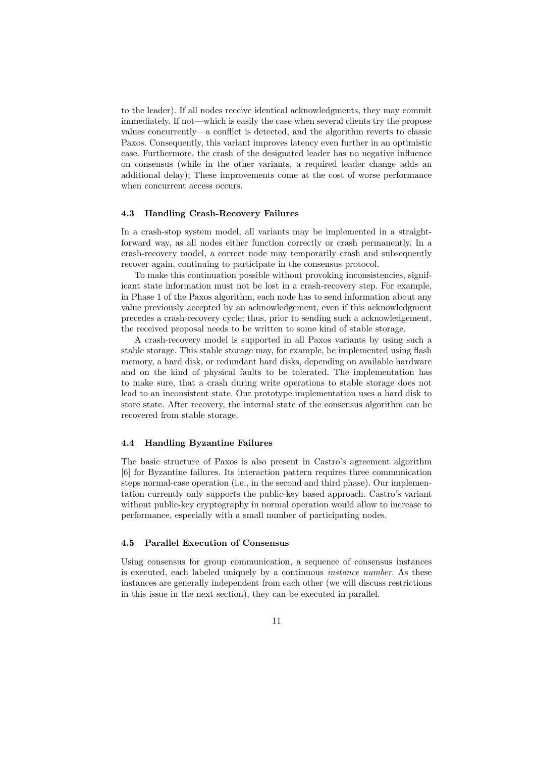to the leader). If all nodes receive identical acknowledgments, they may commit immediately. If not—which is easily the case when several clients try the propose values concurrently—a conflict is detected, and the algorithm reverts to classic Paxos. Consequently, this variant improves latency even further in an optimistic case. Furthermore, the crash of the designated leader has no negative influence on consensus (while in the other variants, a required leader change adds an additional delay); These improvements come at the cost of worse performance when concurrent access occurs.

### 4.3 Handling Crash-Recovery Failures

In a crash-stop system model, all variants may be implemented in a straightforward way, as all nodes either function correctly or crash permanently. In a crash-recovery model, a correct node may temporarily crash and subsequently recover again, continuing to participate in the consensus protocol.

To make this continuation possible without provoking inconsistencies, significant state information must not be lost in a crash-recovery step. For example, in Phase 1 of the Paxos algorithm, each node has to send information about any value previously accepted by an acknowledgement, even if this acknowledgment precedes a crash-recovery cycle; thus, prior to sending such a acknowledgement, the received proposal needs to be written to some kind of stable storage.

A crash-recovery model is supported in all Paxos variants by using such a stable storage. This stable storage may, for example, be implemented using flash memory, a hard disk, or redundant hard disks, depending on available hardware and on the kind of physical faults to be tolerated. The implementation has to make sure, that a crash during write operations to stable storage does not lead to an inconsistent state. Our prototype implementation uses a hard disk to store state. After recovery, the internal state of the consensus algorithm can be recovered from stable storage.

### 4.4 Handling Byzantine Failures

The basic structure of Paxos is also present in Castro's agreement algorithm [6] for Byzantine failures. Its interaction pattern requires three communication steps normal-case operation (i.e., in the second and third phase). Our implementation currently only supports the public-key based approach. Castro's variant without public-key cryptography in normal operation would allow to increase to performance, especially with a small number of participating nodes.

### 4.5 Parallel Execution of Consensus

Using consensus for group communication, a sequence of consensus instances is executed, each labeled uniquely by a continuous *instance number*. As these instances are generally independent from each other (we will discuss restrictions in this issue in the next section), they can be executed in parallel.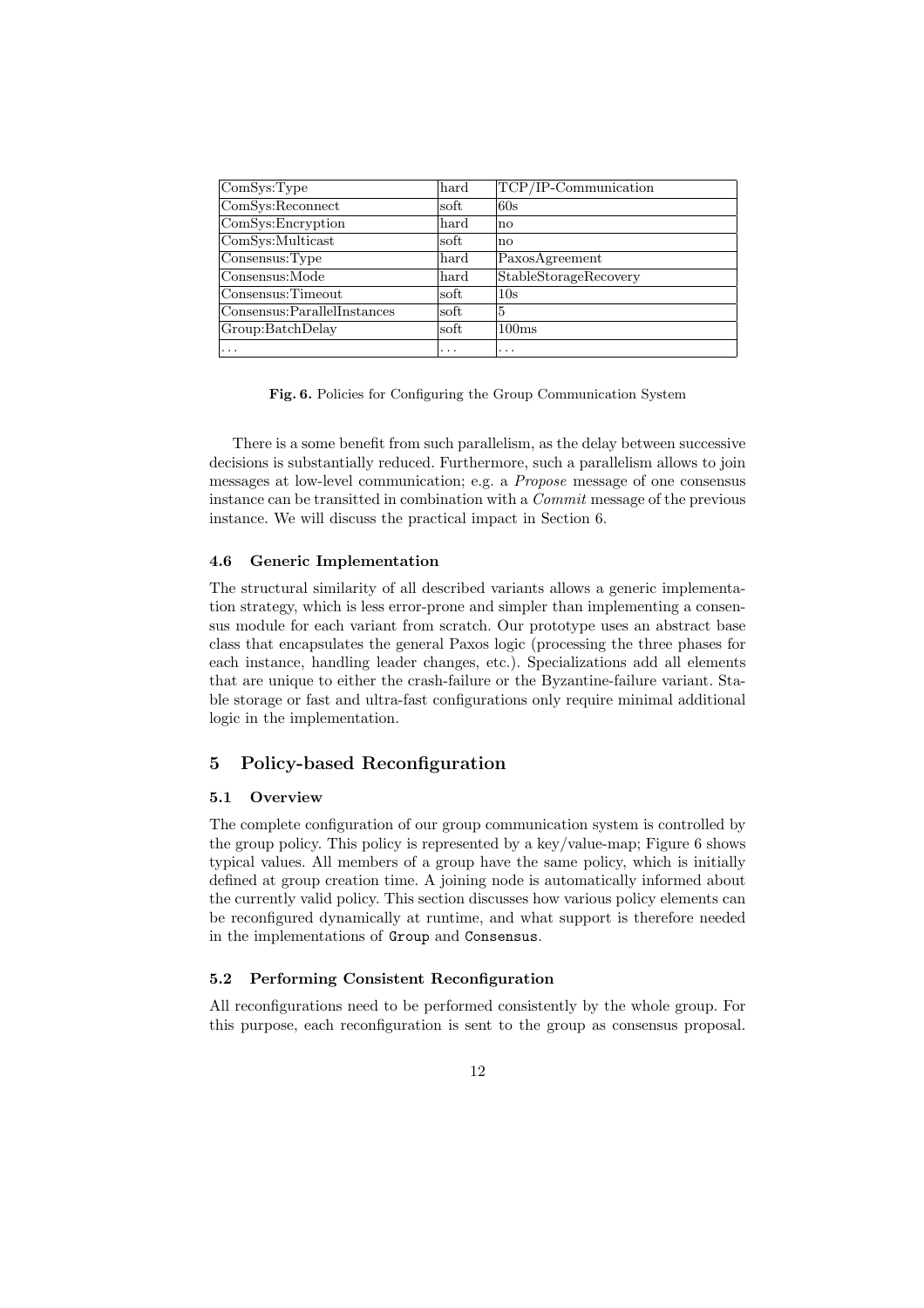| ComSys:Type | hard | TCP/IP-Communication |
|---|---|---|
| ComSys:Reconnect | soft | 60s |
| ComSys:Encryption | hard | no |
| ComSys:Multicast | soft | no |
| Consensus:Type | hard | PaxosAgreement |
| Consensus:Mode | hard | StableStorageRecovery |
| Consensus:Timeout | soft | 10s |
| Consensus:ParallelInstances | soft | 5 |
| Group:BatchDelay | soft | 100ms |
| ... | ... | ... |

**Fig. 6.** Policies for Configuring the Group Communication System

There is a some benefit from such parallelism, as the delay between successive decisions is substantially reduced. Furthermore, such a parallelism allows to join messages at low-level communication; e.g. a *Propose* message of one consensus instance can be transitted in combination with a *Commit* message of the previous instance. We will discuss the practical impact in Section 6.

### 4.6 Generic Implementation

The structural similarity of all described variants allows a generic implementation strategy, which is less error-prone and simpler than implementing a consensus module for each variant from scratch. Our prototype uses an abstract base class that encapsulates the general Paxos logic (processing the three phases for each instance, handling leader changes, etc.). Specializations add all elements that are unique to either the crash-failure or the Byzantine-failure variant. Stable storage or fast and ultra-fast configurations only require minimal additional logic in the implementation.

## 5 Policy-based Reconfiguration

### 5.1 Overview

The complete configuration of our group communication system is controlled by the group policy. This policy is represented by a key/value-map; Figure 6 shows typical values. All members of a group have the same policy, which is initially defined at group creation time. A joining node is automatically informed about the currently valid policy. This section discusses how various policy elements can be reconfigured dynamically at runtime, and what support is therefore needed in the implementations of `Group` and `Consensus`.

### 5.2 Performing Consistent Reconfiguration

All reconfigurations need to be performed consistently by the whole group. For this purpose, each reconfiguration is sent to the group as consensus proposal.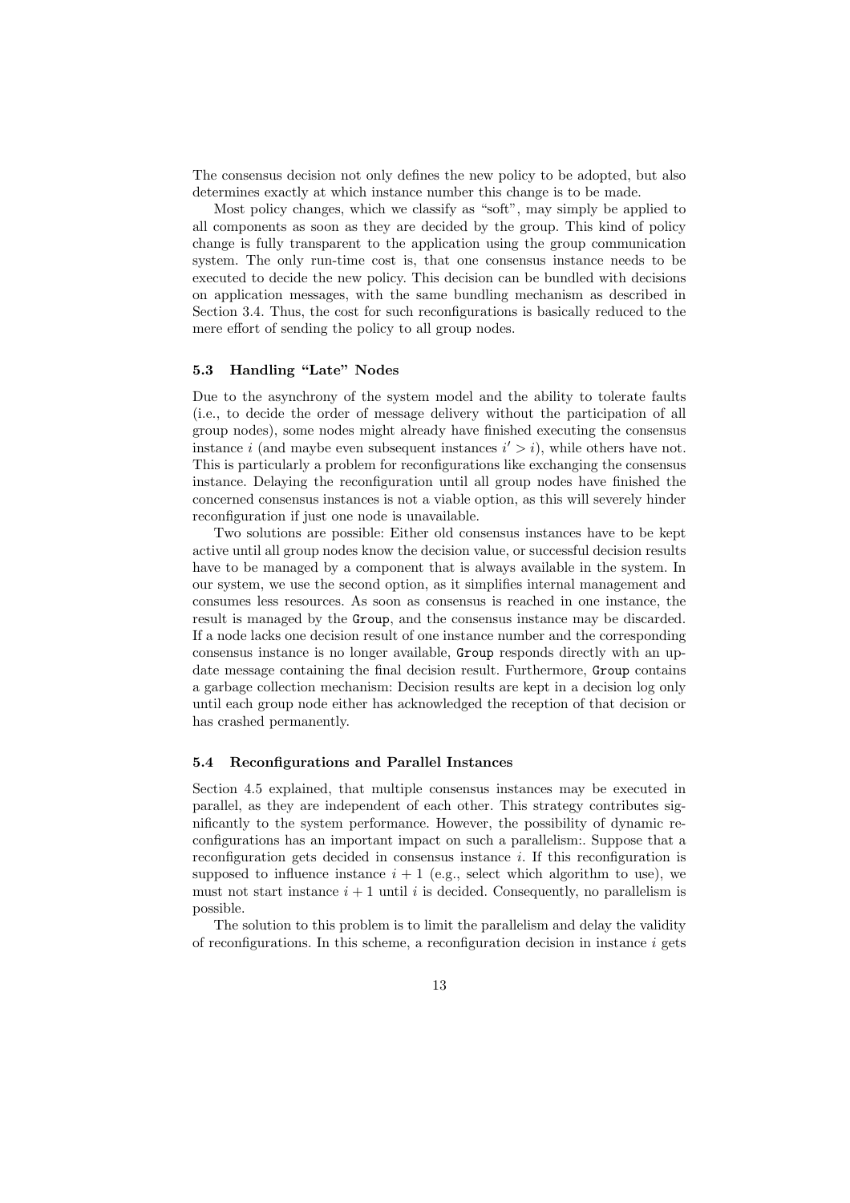The consensus decision not only defines the new policy to be adopted, but also determines exactly at which instance number this change is to be made.

Most policy changes, which we classify as "soft", may simply be applied to all components as soon as they are decided by the group. This kind of policy change is fully transparent to the application using the group communication system. The only run-time cost is, that one consensus instance needs to be executed to decide the new policy. This decision can be bundled with decisions on application messages, with the same bundling mechanism as described in Section 3.4. Thus, the cost for such reconfigurations is basically reduced to the mere effort of sending the policy to all group nodes.

### 5.3 Handling "Late" Nodes

Due to the asynchrony of the system model and the ability to tolerate faults (i.e., to decide the order of message delivery without the participation of all group nodes), some nodes might already have finished executing the consensus instance $i$ (and maybe even subsequent instances $i' > i$), while others have not. This is particularly a problem for reconfigurations like exchanging the consensus instance. Delaying the reconfiguration until all group nodes have finished the concerned consensus instances is not a viable option, as this will severely hinder reconfiguration if just one node is unavailable.

Two solutions are possible: Either old consensus instances have to be kept active until all group nodes know the decision value, or successful decision results have to be managed by a component that is always available in the system. In our system, we use the second option, as it simplifies internal management and consumes less resources. As soon as consensus is reached in one instance, the result is managed by the `Group`, and the consensus instance may be discarded. If a node lacks one decision result of one instance number and the corresponding consensus instance is no longer available, `Group` responds directly with an update message containing the final decision result. Furthermore, `Group` contains a garbage collection mechanism: Decision results are kept in a decision log only until each group node either has acknowledged the reception of that decision or has crashed permanently.

### 5.4 Reconfigurations and Parallel Instances

Section 4.5 explained, that multiple consensus instances may be executed in parallel, as they are independent of each other. This strategy contributes significantly to the system performance. However, the possibility of dynamic reconfigurations has an important impact on such a parallelism:. Suppose that a reconfiguration gets decided in consensus instance $i$. If this reconfiguration is supposed to influence instance $i+1$ (e.g., select which algorithm to use), we must not start instance $i+1$ until $i$ is decided. Consequently, no parallelism is possible.

The solution to this problem is to limit the parallelism and delay the validity of reconfigurations. In this scheme, a reconfiguration decision in instance $i$ gets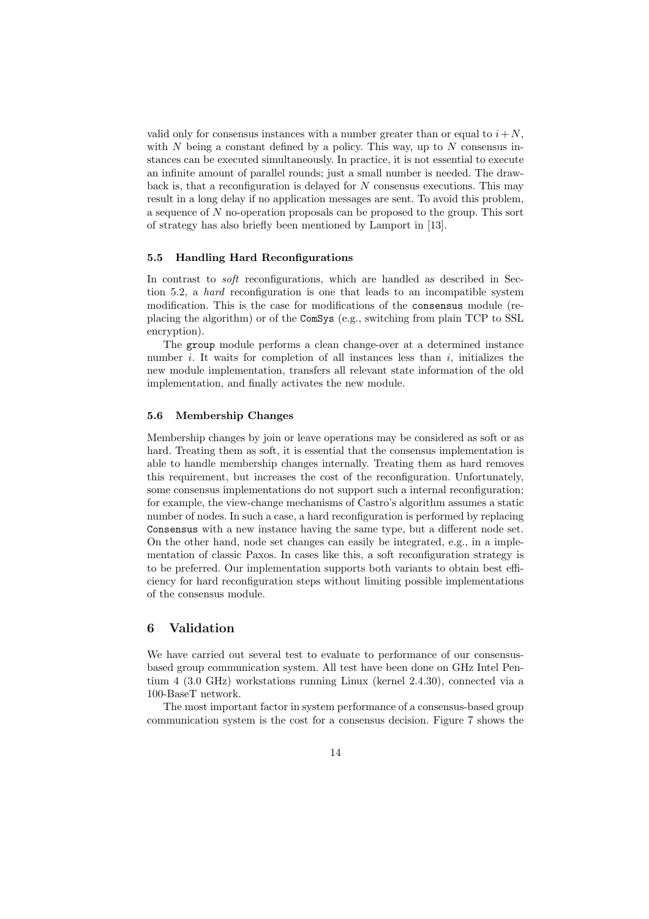valid only for consensus instances with a number greater than or equal to $i+N$, with $N$ being a constant defined by a policy. This way, up to $N$ consensus instances can be executed simultaneously. In practice, it is not essential to execute an infinite amount of parallel rounds; just a small number is needed. The drawback is, that a reconfiguration is delayed for $N$ consensus executions. This may result in a long delay if no application messages are sent. To avoid this problem, a sequence of $N$ no-operation proposals can be proposed to the group. This sort of strategy has also briefly been mentioned by Lamport in [13].

### 5.5 Handling Hard Reconfigurations

In contrast to *soft* reconfigurations, which are handled as described in Section 5.2, a *hard* reconfiguration is one that leads to an incompatible system modification. This is the case for modifications of the `consensus` module (replacing the algorithm) or of the `ComSys` (e.g., switching from plain TCP to SSL encryption).

The `group` module performs a clean change-over at a determined instance number $i$. It waits for completion of all instances less than $i$, initializes the new module implementation, transfers all relevant state information of the old implementation, and finally activates the new module.

### 5.6 Membership Changes

Membership changes by join or leave operations may be considered as soft or as hard. Treating them as soft, it is essential that the consensus implementation is able to handle membership changes internally. Treating them as hard removes this requirement, but increases the cost of the reconfiguration. Unfortunately, some consensus implementations do not support such a internal reconfiguration; for example, the view-change mechanisms of Castro's algorithm assumes a static number of nodes. In such a case, a hard reconfiguration is performed by replacing `Consensus` with a new instance having the same type, but a different node set. On the other hand, node set changes can easily be integrated, e.g., in a implementation of classic Paxos. In cases like this, a soft reconfiguration strategy is to be preferred. Our implementation supports both variants to obtain best efficiency for hard reconfiguration steps without limiting possible implementations of the consensus module.

## 6 Validation

We have carried out several test to evaluate to performance of our consensus-based group communication system. All test have been done on GHz Intel Pentium 4 (3.0 GHz) workstations running Linux (kernel 2.4.30), connected via a 100-BaseT network.

The most important factor in system performance of a consensus-based group communication system is the cost for a consensus decision. Figure 7 shows the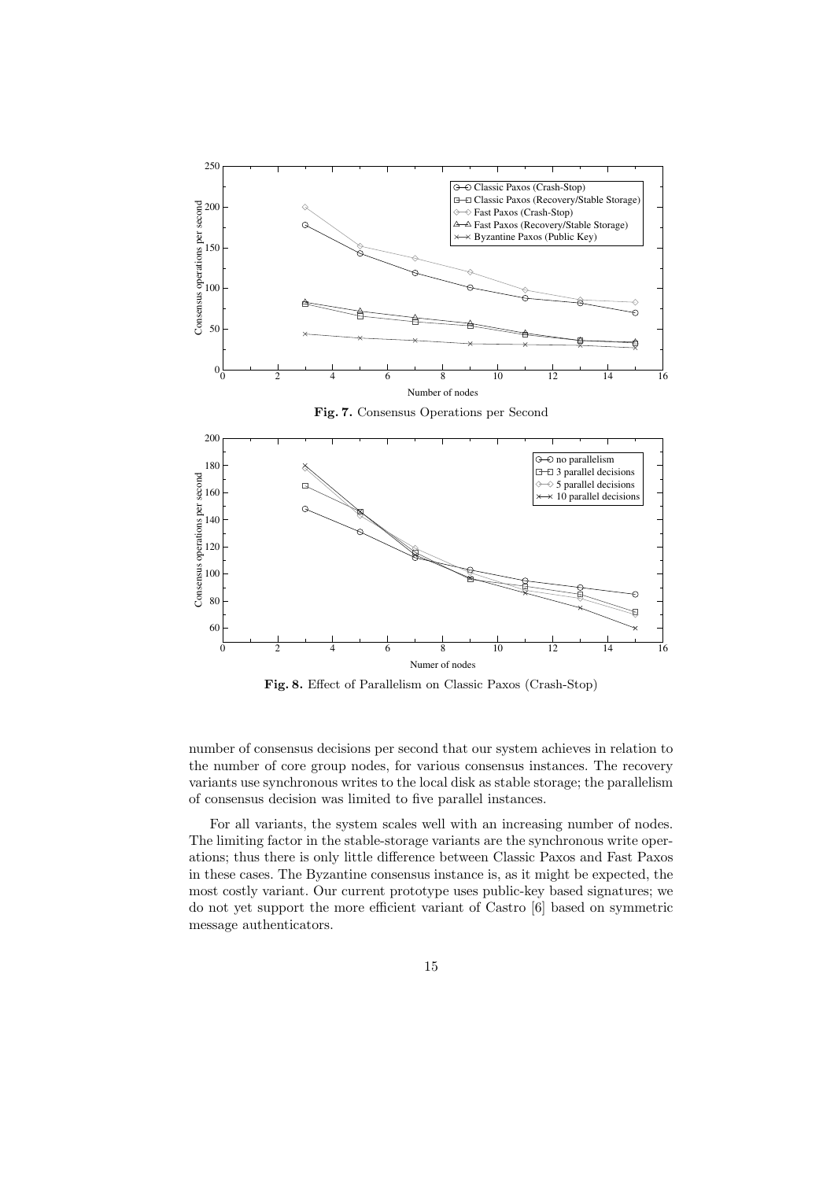**Fig. 7.** Consensus Operations per Second

**Fig. 8.** Effect of Parallelism on Classic Paxos (Crash-Stop)

number of consensus decisions per second that our system achieves in relation to the number of core group nodes, for various consensus instances. The recovery variants use synchronous writes to the local disk as stable storage; the parallelism of consensus decision was limited to five parallel instances.

For all variants, the system scales well with an increasing number of nodes. The limiting factor in the stable-storage variants are the synchronous write operations; thus there is only little difference between Classic Paxos and Fast Paxos in these cases. The Byzantine consensus instance is, as it might be expected, the most costly variant. Our current prototype uses public-key based signatures; we do not yet support the more efficient variant of Castro [6] based on symmetric message authenticators.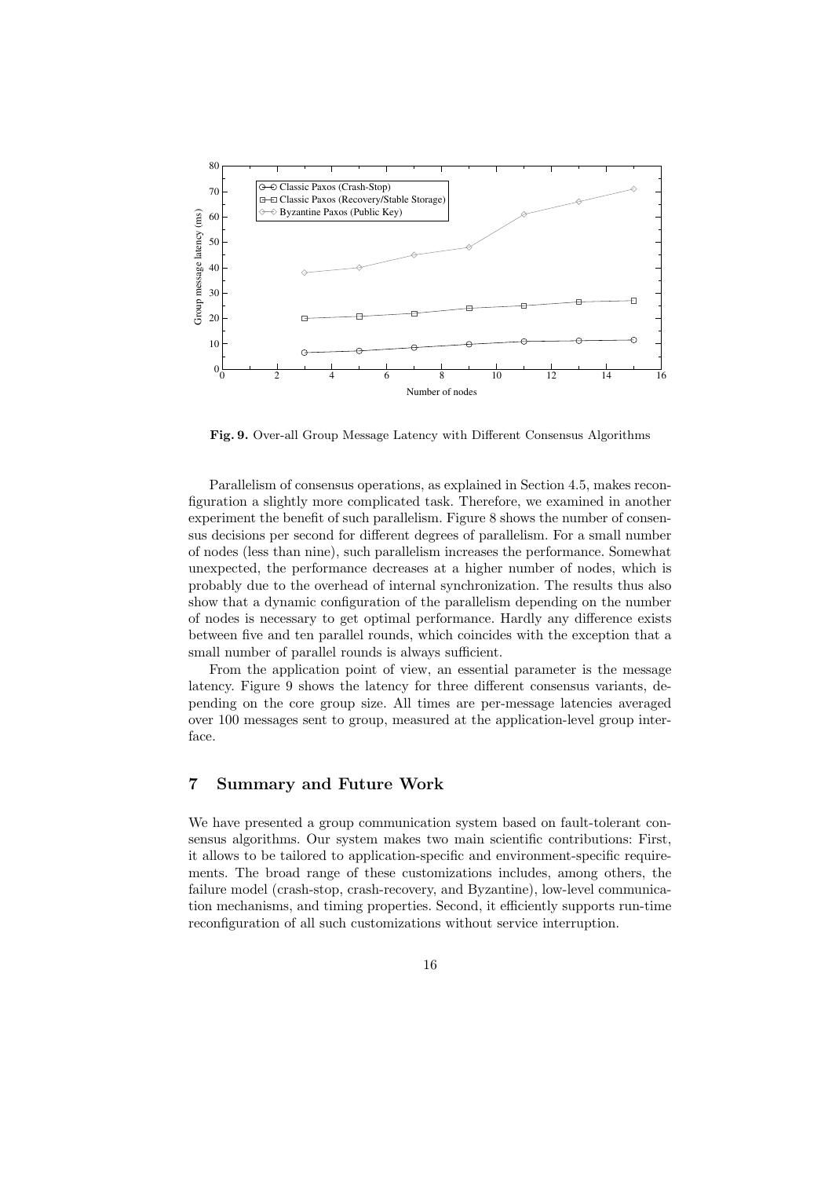**Fig. 9.** Over-all Group Message Latency with Different Consensus Algorithms

Parallelism of consensus operations, as explained in Section 4.5, makes reconfiguration a slightly more complicated task. Therefore, we examined in another experiment the benefit of such parallelism. Figure 8 shows the number of consensus decisions per second for different degrees of parallelism. For a small number of nodes (less than nine), such parallelism increases the performance. Somewhat unexpected, the performance decreases at a higher number of nodes, which is probably due to the overhead of internal synchronization. The results thus also show that a dynamic configuration of the parallelism depending on the number of nodes is necessary to get optimal performance. Hardly any difference exists between five and ten parallel rounds, which coincides with the exception that a small number of parallel rounds is always sufficient.

From the application point of view, an essential parameter is the message latency. Figure 9 shows the latency for three different consensus variants, depending on the core group size. All times are per-message latencies averaged over 100 messages sent to group, measured at the application-level group interface.

## 7 Summary and Future Work

We have presented a group communication system based on fault-tolerant consensus algorithms. Our system makes two main scientific contributions: First, it allows to be tailored to application-specific and environment-specific requirements. The broad range of these customizations includes, among others, the failure model (crash-stop, crash-recovery, and Byzantine), low-level communication mechanisms, and timing properties. Second, it efficiently supports run-time reconfiguration of all such customizations without service interruption.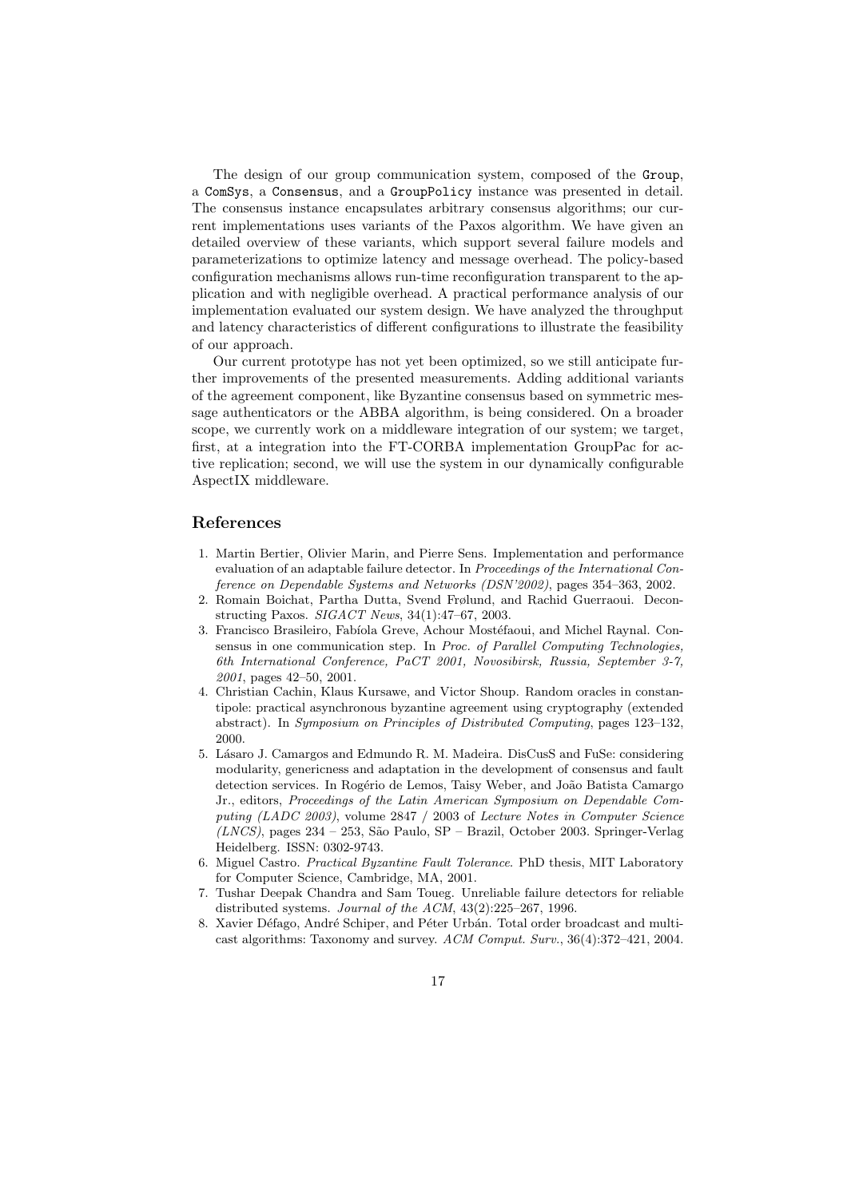The design of our group communication system, composed of the Group, a ComSys, a Consensus, and a GroupPolicy instance was presented in detail. The consensus instance encapsulates arbitrary consensus algorithms; our current implementations uses variants of the Paxos algorithm. We have given an detailed overview of these variants, which support several failure models and parameterizations to optimize latency and message overhead. The policy-based configuration mechanisms allows run-time reconfiguration transparent to the application and with negligible overhead. A practical performance analysis of our implementation evaluated our system design. We have analyzed the throughput and latency characteristics of different configurations to illustrate the feasibility of our approach.

Our current prototype has not yet been optimized, so we still anticipate further improvements of the presented measurements. Adding additional variants of the agreement component, like Byzantine consensus based on symmetric message authenticators or the ABBA algorithm, is being considered. On a broader scope, we currently work on a middleware integration of our system; we target, first, at a integration into the FT-CORBA implementation GroupPac for active replication; second, we will use the system in our dynamically configurable AspectIX middleware.

## References

1. Martin Bertier, Olivier Marin, and Pierre Sens. Implementation and performance evaluation of an adaptable failure detector. In *Proceedings of the International Conference on Dependable Systems and Networks (DSN'2002)*, pages 354–363, 2002.
2. Romain Boichat, Partha Dutta, Svend Frølund, and Rachid Guerraoui. Deconstructing Paxos. *SIGACT News*, 34(1):47–67, 2003.
3. Francisco Brasileiro, Fabíola Greve, Achour Mostéfaoui, and Michel Raynal. Consensus in one communication step. In *Proc. of Parallel Computing Technologies, 6th International Conference, PaCT 2001, Novosibirsk, Russia, September 3-7, 2001*, pages 42–50, 2001.
4. Christian Cachin, Klaus Kursawe, and Victor Shoup. Random oracles in constantipole: practical asynchronous byzantine agreement using cryptography (extended abstract). In *Symposium on Principles of Distributed Computing*, pages 123–132, 2000.
5. Lásaro J. Camargos and Edmundo R. M. Madeira. DisCusS and FuSe: considering modularity, genericness and adaptation in the development of consensus and fault detection services. In Rogério de Lemos, Taisy Weber, and João Batista Camargo Jr., editors, *Proceedings of the Latin American Symposium on Dependable Computing (LADC 2003)*, volume 2847 / 2003 of *Lecture Notes in Computer Science (LNCS)*, pages 234 – 253, São Paulo, SP – Brazil, October 2003. Springer-Verlag Heidelberg. ISSN: 0302-9743.
6. Miguel Castro. *Practical Byzantine Fault Tolerance*. PhD thesis, MIT Laboratory for Computer Science, Cambridge, MA, 2001.
7. Tushar Deepak Chandra and Sam Toueg. Unreliable failure detectors for reliable distributed systems. *Journal of the ACM*, 43(2):225–267, 1996.
8. Xavier Défago, André Schiper, and Péter Urbán. Total order broadcast and multicast algorithms: Taxonomy and survey. *ACM Comput. Surv.*, 36(4):372–421, 2004.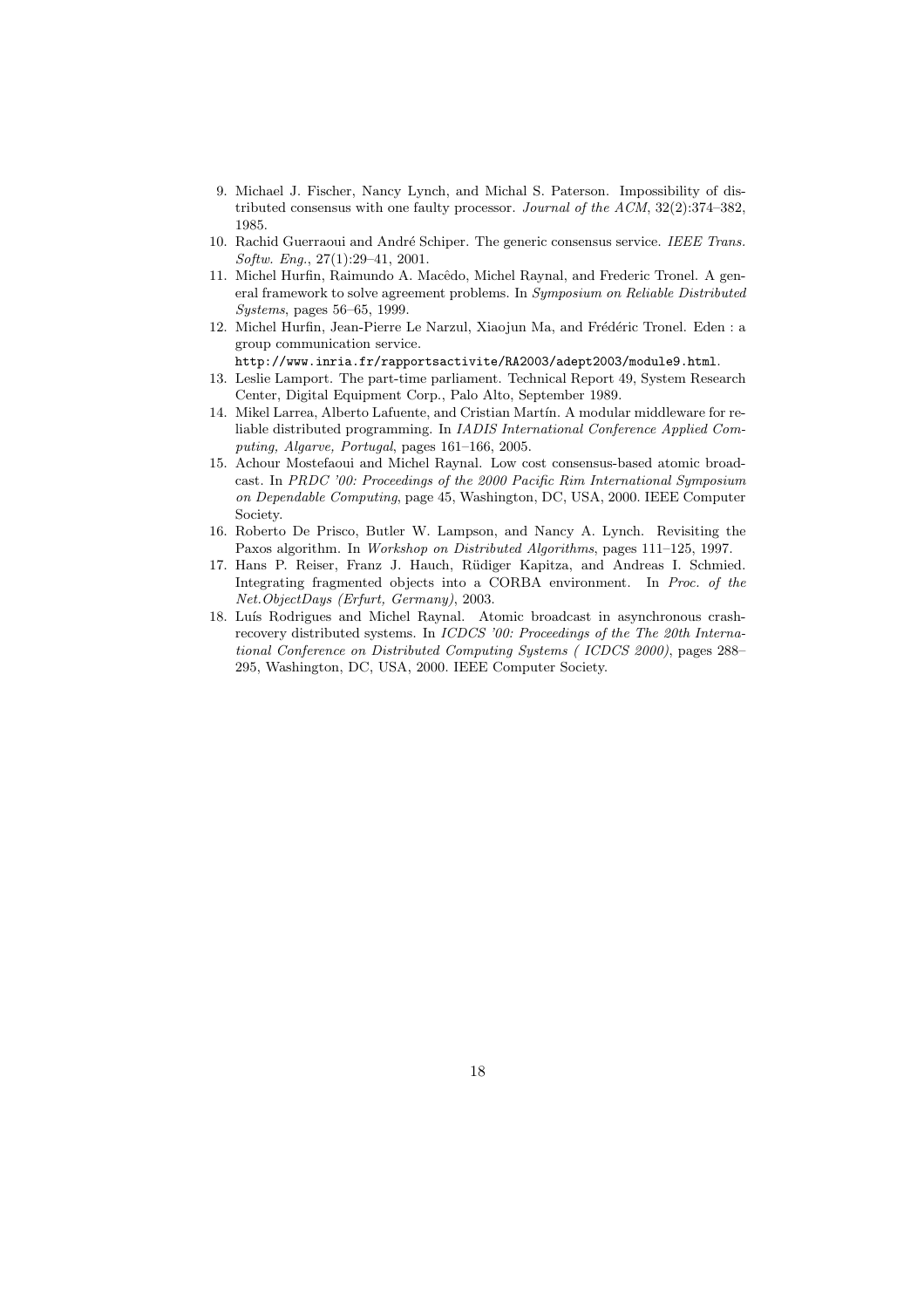9. Michael J. Fischer, Nancy Lynch, and Michal S. Paterson. Impossibility of distributed consensus with one faulty processor. *Journal of the ACM*, 32(2):374–382, 1985.
10. Rachid Guerraoui and André Schiper. The generic consensus service. *IEEE Trans. Softw. Eng.*, 27(1):29–41, 2001.
11. Michel Hurfin, Raimundo A. Macêdo, Michel Raynal, and Frederic Tronel. A general framework to solve agreement problems. In *Symposium on Reliable Distributed Systems*, pages 56–65, 1999.
12. Michel Hurfin, Jean-Pierre Le Narzul, Xiaojun Ma, and Frédéric Tronel. Eden : a group communication service. `http://www.inria.fr/rapportsactivite/RA2003/adept2003/module9.html`.
13. Leslie Lamport. The part-time parliament. Technical Report 49, System Research Center, Digital Equipment Corp., Palo Alto, September 1989.
14. Mikel Larrea, Alberto Lafuente, and Cristian Martín. A modular middleware for reliable distributed programming. In *IADIS International Conference Applied Computing, Algarve, Portugal*, pages 161–166, 2005.
15. Achour Mostefaoui and Michel Raynal. Low cost consensus-based atomic broadcast. In *PRDC '00: Proceedings of the 2000 Pacific Rim International Symposium on Dependable Computing*, page 45, Washington, DC, USA, 2000. IEEE Computer Society.
16. Roberto De Prisco, Butler W. Lampson, and Nancy A. Lynch. Revisiting the Paxos algorithm. In *Workshop on Distributed Algorithms*, pages 111–125, 1997.
17. Hans P. Reiser, Franz J. Hauch, Rüdiger Kapitza, and Andreas I. Schmied. Integrating fragmented objects into a CORBA environment. In *Proc. of the Net.ObjectDays (Erfurt, Germany)*, 2003.
18. Luís Rodrigues and Michel Raynal. Atomic broadcast in asynchronous crash-recovery distributed systems. In *ICDCS '00: Proceedings of the The 20th International Conference on Distributed Computing Systems ( ICDCS 2000)*, pages 288–295, Washington, DC, USA, 2000. IEEE Computer Society.